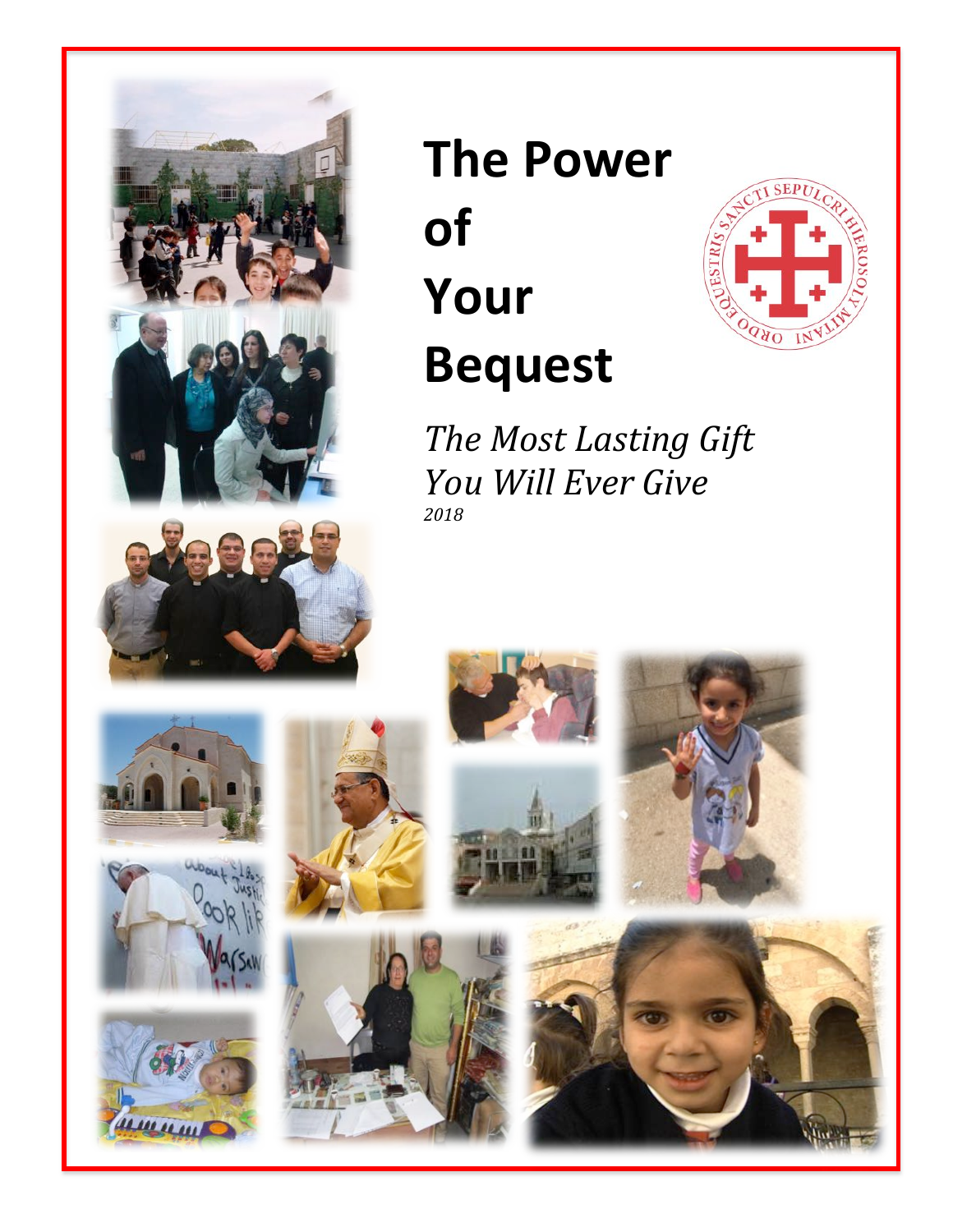# The Power of Your Bequest

*The Most Lasting Gift You Will Ever Give*

*2018*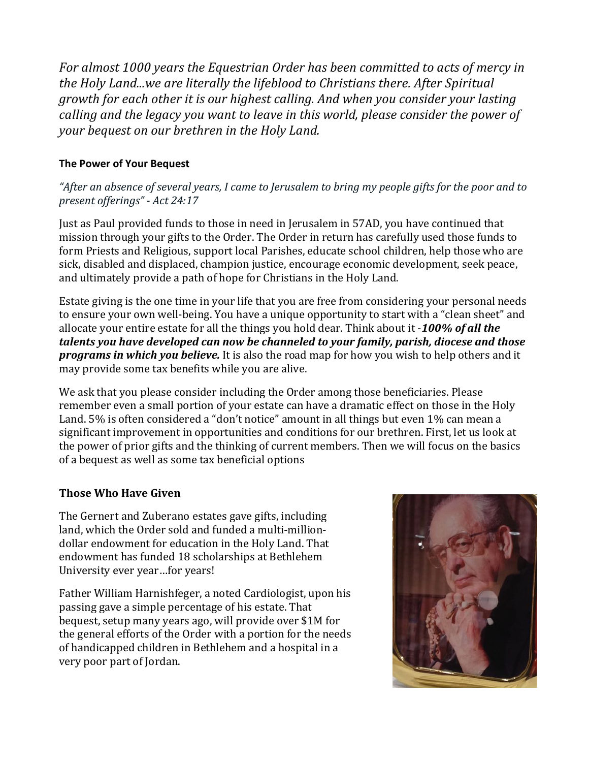*For almost 1000 years the Equestrian Order has been committed to acts of mercy in the Holy Land...we are literally the lifeblood to Christians there. After Spiritual growth for each other it is our highest calling. And when you consider your lasting calling and the legacy you want to leave in this world, please consider the power of your bequest on our brethren in the Holy Land.*

**The Power of Your Bequest**

*"After an absence of several years, I came to Jerusalem to bring my people gifts for the poor and to present offerings" - Act 24:17*

Just as Paul provided funds to those in need in Jerusalem in 57AD, you have continued that mission through your gifts to the Order. The Order in return has carefully used those funds to form Priests and Religious, support local Parishes, educate school children, help those who are sick, disabled and displaced, champion justice, encourage economic development, seek peace, and ultimately provide a path of hope for Christians in the Holy Land.

Estate giving is the one time in your life that you are free from considering your personal needs to ensure your own well-being. You have a unique opportunity to start with a "clean sheet" and allocate your entire estate for all the things you hold dear. Think about it -***100% of all the talents you have developed can now be channeled to your family, parish, diocese and those programs in which you believe.*** It is also the road map for how you wish to help others and it may provide some tax benefits while you are alive.

We ask that you please consider including the Order among those beneficiaries. Please remember even a small portion of your estate can have a dramatic effect on those in the Holy Land. 5% is often considered a "don't notice" amount in all things but even 1% can mean a significant improvement in opportunities and conditions for our brethren. First, let us look at the power of prior gifts and the thinking of current members. Then we will focus on the basics of a bequest as well as some tax beneficial options

## Those Who Have Given

The Gernert and Zuberano estates gave gifts, including land, which the Order sold and funded a multi-million-dollar endowment for education in the Holy Land. That endowment has funded 18 scholarships at Bethlehem University ever year…for years!

Father William Harnishfeger, a noted Cardiologist, upon his passing gave a simple percentage of his estate. That bequest, setup many years ago, will provide over $1M for the general efforts of the Order with a portion for the needs of handicapped children in Bethlehem and a hospital in a very poor part of Jordan.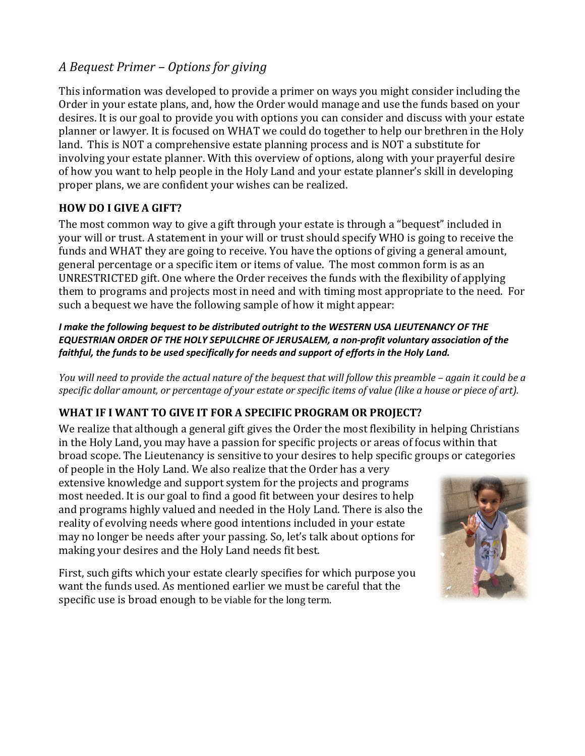## *A Bequest Primer – Options for giving*

This information was developed to provide a primer on ways you might consider including the Order in your estate plans, and, how the Order would manage and use the funds based on your desires. It is our goal to provide you with options you can consider and discuss with your estate planner or lawyer. It is focused on WHAT we could do together to help our brethren in the Holy land. This is NOT a comprehensive estate planning process and is NOT a substitute for involving your estate planner. With this overview of options, along with your prayerful desire of how you want to help people in the Holy Land and your estate planner's skill in developing proper plans, we are confident your wishes can be realized.

### HOW DO I GIVE A GIFT?

The most common way to give a gift through your estate is through a "bequest" included in your will or trust. A statement in your will or trust should specify WHO is going to receive the funds and WHAT they are going to receive. You have the options of giving a general amount, general percentage or a specific item or items of value. The most common form is as an UNRESTRICTED gift. One where the Order receives the funds with the flexibility of applying them to programs and projects most in need and with timing most appropriate to the need. For such a bequest we have the following sample of how it might appear:

***I make the following bequest to be distributed outright to the WESTERN USA LIEUTENANCY OF THE EQUESTRIAN ORDER OF THE HOLY SEPULCHRE OF JERUSALEM, a non-profit voluntary association of the faithful, the funds to be used specifically for needs and support of efforts in the Holy Land.***

*You will need to provide the actual nature of the bequest that will follow this preamble – again it could be a specific dollar amount, or percentage of your estate or specific items of value (like a house or piece of art).*

### WHAT IF I WANT TO GIVE IT FOR A SPECIFIC PROGRAM OR PROJECT?

We realize that although a general gift gives the Order the most flexibility in helping Christians in the Holy Land, you may have a passion for specific projects or areas of focus within that broad scope. The Lieutenancy is sensitive to your desires to help specific groups or categories of people in the Holy Land. We also realize that the Order has a very extensive knowledge and support system for the projects and programs most needed. It is our goal to find a good fit between your desires to help and programs highly valued and needed in the Holy Land. There is also the reality of evolving needs where good intentions included in your estate may no longer be needs after your passing. So, let's talk about options for making your desires and the Holy Land needs fit best.

First, such gifts which your estate clearly specifies for which purpose you want the funds used. As mentioned earlier we must be careful that the specific use is broad enough to be viable for the long term.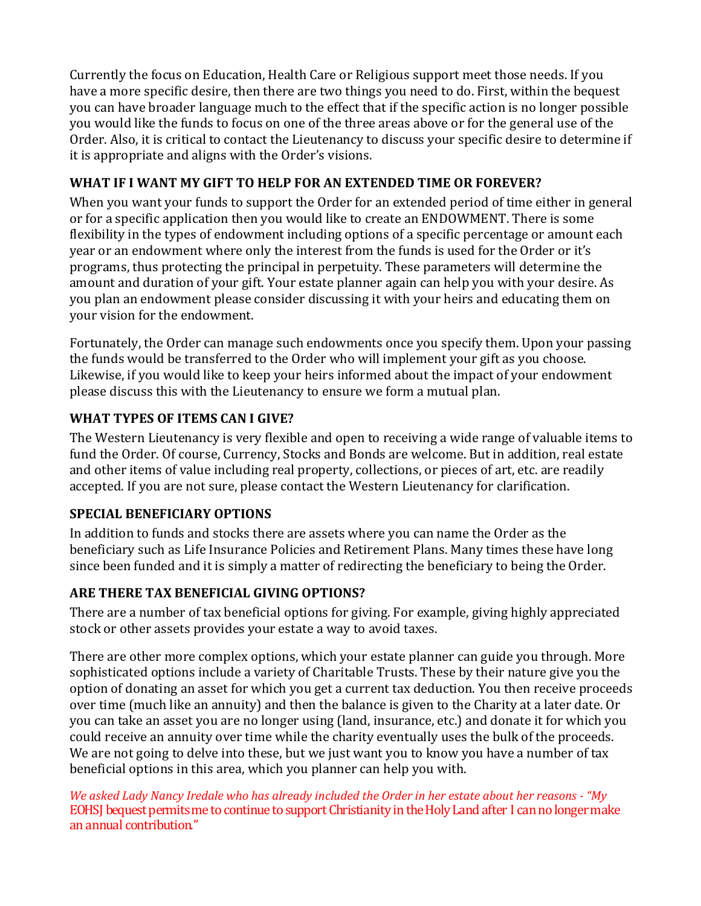Currently the focus on Education, Health Care or Religious support meet those needs. If you have a more specific desire, then there are two things you need to do. First, within the bequest you can have broader language much to the effect that if the specific action is no longer possible you would like the funds to focus on one of the three areas above or for the general use of the Order. Also, it is critical to contact the Lieutenancy to discuss your specific desire to determine if it is appropriate and aligns with the Order's visions.

### WHAT IF I WANT MY GIFT TO HELP FOR AN EXTENDED TIME OR FOREVER?

When you want your funds to support the Order for an extended period of time either in general or for a specific application then you would like to create an ENDOWMENT. There is some flexibility in the types of endowment including options of a specific percentage or amount each year or an endowment where only the interest from the funds is used for the Order or it's programs, thus protecting the principal in perpetuity. These parameters will determine the amount and duration of your gift. Your estate planner again can help you with your desire. As you plan an endowment please consider discussing it with your heirs and educating them on your vision for the endowment.

Fortunately, the Order can manage such endowments once you specify them. Upon your passing the funds would be transferred to the Order who will implement your gift as you choose. Likewise, if you would like to keep your heirs informed about the impact of your endowment please discuss this with the Lieutenancy to ensure we form a mutual plan.

### WHAT TYPES OF ITEMS CAN I GIVE?

The Western Lieutenancy is very flexible and open to receiving a wide range of valuable items to fund the Order. Of course, Currency, Stocks and Bonds are welcome. But in addition, real estate and other items of value including real property, collections, or pieces of art, etc. are readily accepted. If you are not sure, please contact the Western Lieutenancy for clarification.

### SPECIAL BENEFICIARY OPTIONS

In addition to funds and stocks there are assets where you can name the Order as the beneficiary such as Life Insurance Policies and Retirement Plans. Many times these have long since been funded and it is simply a matter of redirecting the beneficiary to being the Order.

### ARE THERE TAX BENEFICIAL GIVING OPTIONS?

There are a number of tax beneficial options for giving. For example, giving highly appreciated stock or other assets provides your estate a way to avoid taxes.

There are other more complex options, which your estate planner can guide you through. More sophisticated options include a variety of Charitable Trusts. These by their nature give you the option of donating an asset for which you get a current tax deduction. You then receive proceeds over time (much like an annuity) and then the balance is given to the Charity at a later date. Or you can take an asset you are no longer using (land, insurance, etc.) and donate it for which you could receive an annuity over time while the charity eventually uses the bulk of the proceeds. We are not going to delve into these, but we just want you to know you have a number of tax beneficial options in this area, which you planner can help you with.

*We asked Lady Nancy Iredale who has already included the Order in her estate about her reasons - "My* EOHSJ bequest permits me to continue to support Christianity in the Holy Land after I can no longer make an annual contribution."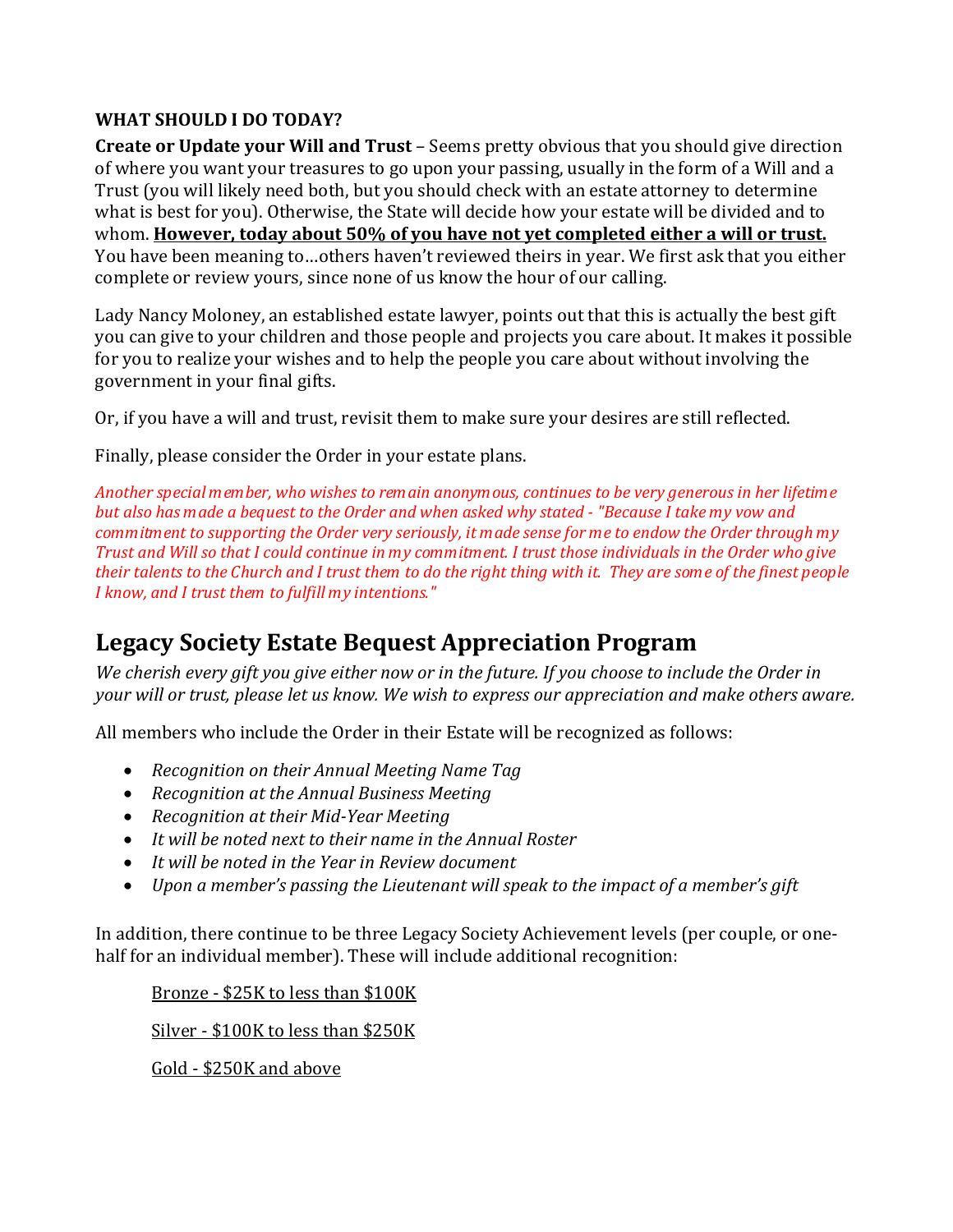**WHAT SHOULD I DO TODAY?**

**Create or Update your Will and Trust** – Seems pretty obvious that you should give direction of where you want your treasures to go upon your passing, usually in the form of a Will and a Trust (you will likely need both, but you should check with an estate attorney to determine what is best for you). Otherwise, the State will decide how your estate will be divided and to whom. **<u>However, today about 50% of you have not yet completed either a will or trust.</u>** You have been meaning to…others haven't reviewed theirs in year. We first ask that you either complete or review yours, since none of us know the hour of our calling.

Lady Nancy Moloney, an established estate lawyer, points out that this is actually the best gift you can give to your children and those people and projects you care about. It makes it possible for you to realize your wishes and to help the people you care about without involving the government in your final gifts.

Or, if you have a will and trust, revisit them to make sure your desires are still reflected.

Finally, please consider the Order in your estate plans.

*Another special member, who wishes to remain anonymous, continues to be very generous in her lifetime but also has made a bequest to the Order and when asked why stated - "Because I take my vow and commitment to supporting the Order very seriously, it made sense for me to endow the Order through my Trust and Will so that I could continue in my commitment. I trust those individuals in the Order who give their talents to the Church and I trust them to do the right thing with it. They are some of the finest people I know, and I trust them to fulfill my intentions."*

## Legacy Society Estate Bequest Appreciation Program

*We cherish every gift you give either now or in the future. If you choose to include the Order in your will or trust, please let us know. We wish to express our appreciation and make others aware.*

All members who include the Order in their Estate will be recognized as follows:

- *Recognition on their Annual Meeting Name Tag*
- *Recognition at the Annual Business Meeting*
- *Recognition at their Mid-Year Meeting*
- *It will be noted next to their name in the Annual Roster*
- *It will be noted in the Year in Review document*
- *Upon a member's passing the Lieutenant will speak to the impact of a member's gift*

In addition, there continue to be three Legacy Society Achievement levels (per couple, or one-half for an individual member). These will include additional recognition:

<u>Bronze - $25K to less than $100K</u>

<u>Silver - $100K to less than $250K</u>

<u>Gold - $250K and above</u>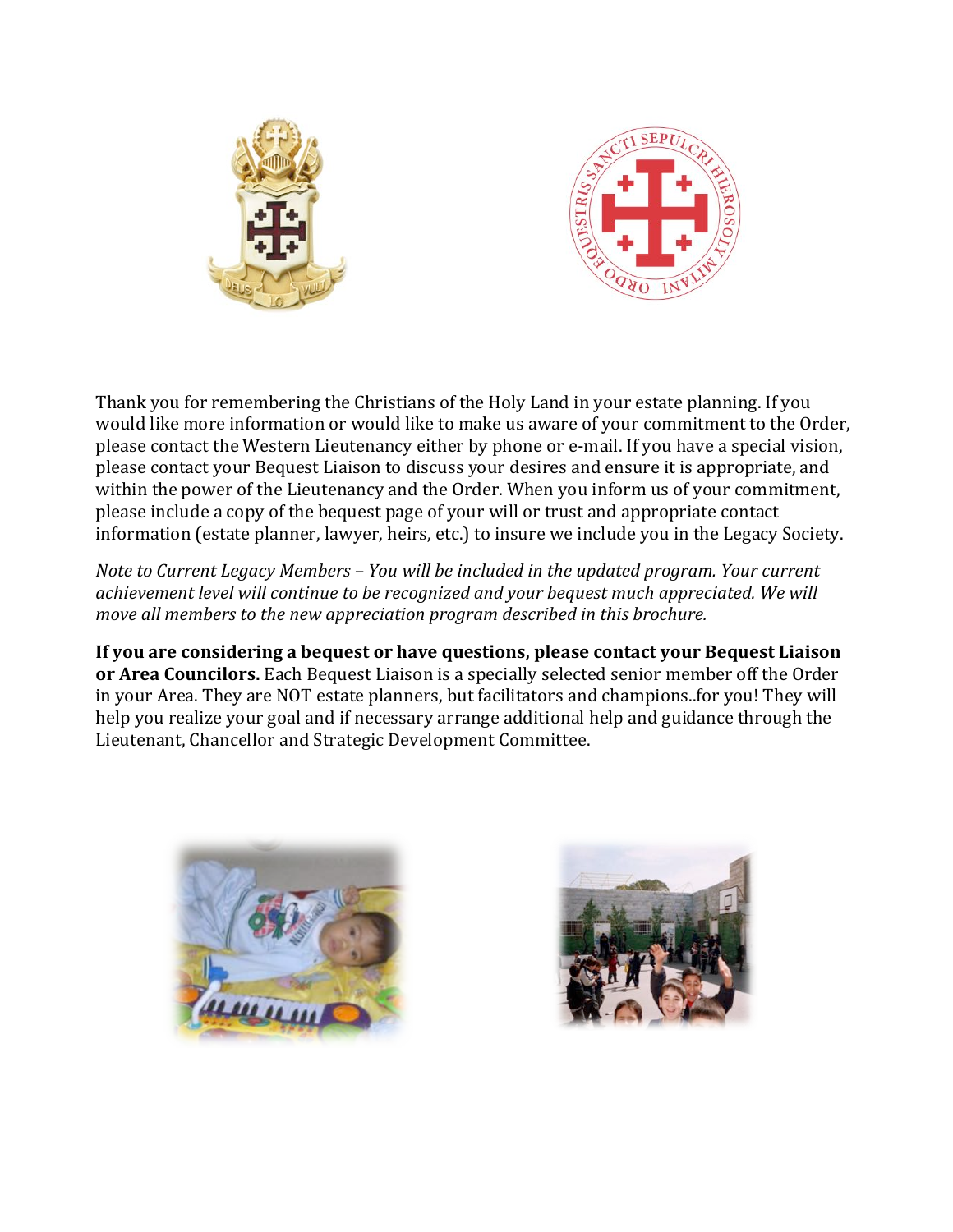Thank you for remembering the Christians of the Holy Land in your estate planning. If you would like more information or would like to make us aware of your commitment to the Order, please contact the Western Lieutenancy either by phone or e-mail. If you have a special vision, please contact your Bequest Liaison to discuss your desires and ensure it is appropriate, and within the power of the Lieutenancy and the Order. When you inform us of your commitment, please include a copy of the bequest page of your will or trust and appropriate contact information (estate planner, lawyer, heirs, etc.) to insure we include you in the Legacy Society.

*Note to Current Legacy Members – You will be included in the updated program. Your current achievement level will continue to be recognized and your bequest much appreciated. We will move all members to the new appreciation program described in this brochure.*

**If you are considering a bequest or have questions, please contact your Bequest Liaison or Area Councilors.** Each Bequest Liaison is a specially selected senior member off the Order in your Area. They are NOT estate planners, but facilitators and champions..for you! They will help you realize your goal and if necessary arrange additional help and guidance through the Lieutenant, Chancellor and Strategic Development Committee.